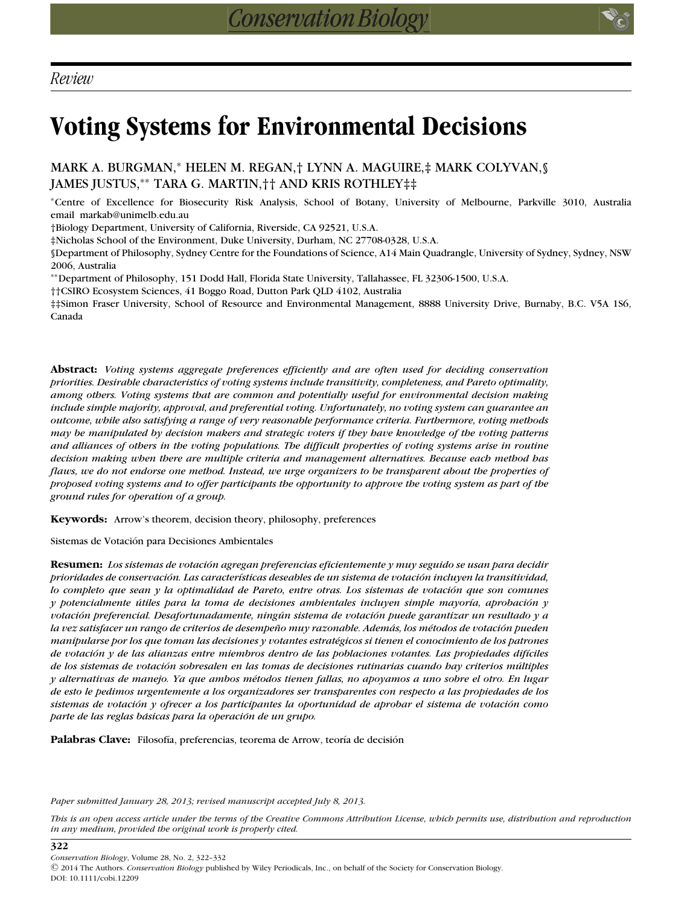*Review*

# Voting Systems for Environmental Decisions

MARK A. BURGMAN,* HELEN M. REGAN,† LYNN A. MAGUIRE,‡ MARK COLYVAN,§ JAMES JUSTUS,** TARA G. MARTIN,†† AND KRIS ROTHLEY‡‡

*Centre of Excellence for Biosecurity Risk Analysis, School of Botany, University of Melbourne, Parkville 3010, Australia email markab@unimelb.edu.au

†Biology Department, University of California, Riverside, CA 92521, U.S.A.

‡Nicholas School of the Environment, Duke University, Durham, NC 27708-0328, U.S.A.

§Department of Philosophy, Sydney Centre for the Foundations of Science, A14 Main Quadrangle, University of Sydney, Sydney, NSW 2006, Australia

**Department of Philosophy, 151 Dodd Hall, Florida State University, Tallahassee, FL 32306-1500, U.S.A.

††CSIRO Ecosystem Sciences, 41 Boggo Road, Dutton Park QLD 4102, Australia

‡‡Simon Fraser University, School of Resource and Environmental Management, 8888 University Drive, Burnaby, B.C. V5A 1S6, Canada

**Abstract:** *Voting systems aggregate preferences efficiently and are often used for deciding conservation priorities. Desirable characteristics of voting systems include transitivity, completeness, and Pareto optimality, among others. Voting systems that are common and potentially useful for environmental decision making include simple majority, approval, and preferential voting. Unfortunately, no voting system can guarantee an outcome, while also satisfying a range of very reasonable performance criteria. Furthermore, voting methods may be manipulated by decision makers and strategic voters if they have knowledge of the voting patterns and alliances of others in the voting populations. The difficult properties of voting systems arise in routine decision making when there are multiple criteria and management alternatives. Because each method has flaws, we do not endorse one method. Instead, we urge organizers to be transparent about the properties of proposed voting systems and to offer participants the opportunity to approve the voting system as part of the ground rules for operation of a group.*

**Keywords:** Arrow's theorem, decision theory, philosophy, preferences

Sistemas de Votación para Decisiones Ambientales

**Resumen:** *Los sistemas de votación agregan preferencias eficientemente y muy seguido se usan para decidir prioridades de conservación. Las características deseables de un sistema de votación incluyen la transitividad, lo completo que sean y la optimalidad de Pareto, entre otras. Los sistemas de votación que son comunes y potencialmente útiles para la toma de decisiones ambientales incluyen simple mayoría, aprobación y votación preferencial. Desafortunadamente, ningún sistema de votación puede garantizar un resultado y a la vez satisfacer un rango de criterios de desempeño muy razonable. Además, los métodos de votación pueden manipularse por los que toman las decisiones y votantes estratégicos si tienen el conocimiento de los patrones de votación y de las alianzas entre miembros dentro de las poblaciones votantes. Las propiedades difíciles de los sistemas de votación sobresalen en las tomas de decisiones rutinarias cuando hay criterios múltiples y alternativas de manejo. Ya que ambos métodos tienen fallas, no apoyamos a uno sobre el otro. En lugar de esto le pedimos urgentemente a los organizadores ser transparentes con respecto a las propiedades de los sistemas de votación y ofrecer a los participantes la oportunidad de aprobar el sistema de votación como parte de las reglas básicas para la operación de un grupo.*

**Palabras Clave:** Filosofía, preferencias, teorema de Arrow, teoría de decisión

*Paper submitted January 28, 2013; revised manuscript accepted July 8, 2013.*

*This is an open access article under the terms of the Creative Commons Attribution License, which permits use, distribution and reproduction in any medium, provided the original work is properly cited.*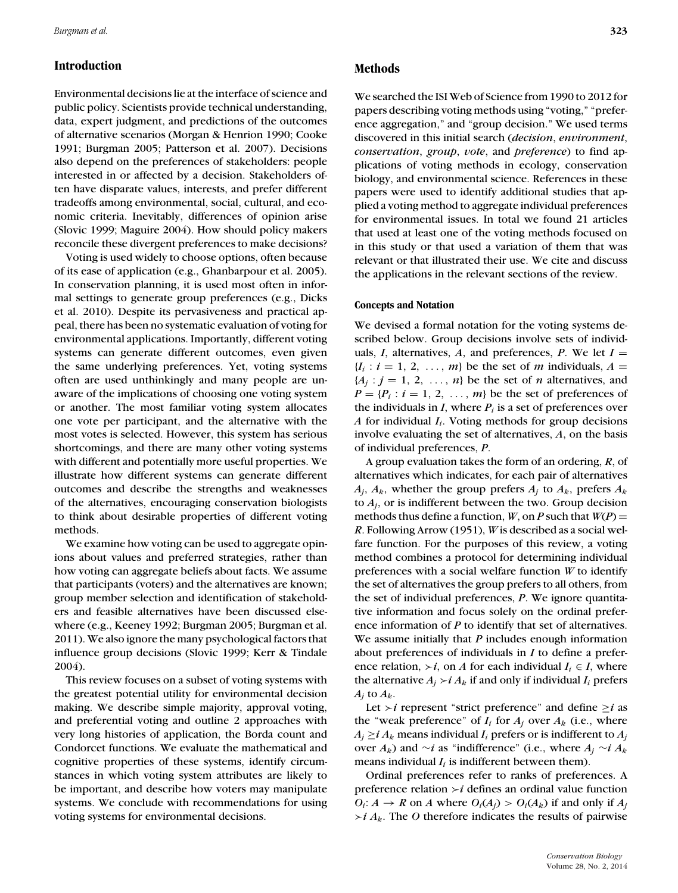## Introduction

Environmental decisions lie at the interface of science and public policy. Scientists provide technical understanding, data, expert judgment, and predictions of the outcomes of alternative scenarios (Morgan & Henrion 1990; Cooke 1991; Burgman 2005; Patterson et al. 2007). Decisions also depend on the preferences of stakeholders: people interested in or affected by a decision. Stakeholders often have disparate values, interests, and prefer different tradeoffs among environmental, social, cultural, and economic criteria. Inevitably, differences of opinion arise (Slovic 1999; Maguire 2004). How should policy makers reconcile these divergent preferences to make decisions?

Voting is used widely to choose options, often because of its ease of application (e.g., Ghanbarpour et al. 2005). In conservation planning, it is used most often in informal settings to generate group preferences (e.g., Dicks et al. 2010). Despite its pervasiveness and practical appeal, there has been no systematic evaluation of voting for environmental applications. Importantly, different voting systems can generate different outcomes, even given the same underlying preferences. Yet, voting systems often are used unthinkingly and many people are unaware of the implications of choosing one voting system or another. The most familiar voting system allocates one vote per participant, and the alternative with the most votes is selected. However, this system has serious shortcomings, and there are many other voting systems with different and potentially more useful properties. We illustrate how different systems can generate different outcomes and describe the strengths and weaknesses of the alternatives, encouraging conservation biologists to think about desirable properties of different voting methods.

We examine how voting can be used to aggregate opinions about values and preferred strategies, rather than how voting can aggregate beliefs about facts. We assume that participants (voters) and the alternatives are known; group member selection and identification of stakeholders and feasible alternatives have been discussed elsewhere (e.g., Keeney 1992; Burgman 2005; Burgman et al. 2011). We also ignore the many psychological factors that influence group decisions (Slovic 1999; Kerr & Tindale 2004).

This review focuses on a subset of voting systems with the greatest potential utility for environmental decision making. We describe simple majority, approval voting, and preferential voting and outline 2 approaches with very long histories of application, the Borda count and Condorcet functions. We evaluate the mathematical and cognitive properties of these systems, identify circumstances in which voting system attributes are likely to be important, and describe how voters may manipulate systems. We conclude with recommendations for using voting systems for environmental decisions.

## Methods

We searched the ISI Web of Science from 1990 to 2012 for papers describing voting methods using "voting," "preference aggregation," and "group decision." We used terms discovered in this initial search (*decision*, *environment*, *conservation*, *group*, *vote*, and *preference*) to find applications of voting methods in ecology, conservation biology, and environmental science. References in these papers were used to identify additional studies that applied a voting method to aggregate individual preferences for environmental issues. In total we found 21 articles that used at least one of the voting methods focused on in this study or that used a variation of them that was relevant or that illustrated their use. We cite and discuss the applications in the relevant sections of the review.

### Concepts and Notation

We devised a formal notation for the voting systems described below. Group decisions involve sets of individuals, $I$, alternatives, $A$, and preferences, $P$. We let $I = \{I_i : i = 1, 2, \ldots, m\}$ be the set of $m$ individuals, $A = \{A_j : j = 1, 2, \ldots, n\}$ be the set of $n$ alternatives, and $P = \{P_i : i = 1, 2, \ldots, m\}$ be the set of preferences of the individuals in $I$, where $P_i$ is a set of preferences over $A$ for individual $I_i$. Voting methods for group decisions involve evaluating the set of alternatives, $A$, on the basis of individual preferences, $P$.

A group evaluation takes the form of an ordering, $R$, of alternatives which indicates, for each pair of alternatives $A_j$, $A_k$, whether the group prefers $A_j$ to $A_k$, prefers $A_k$ to $A_j$, or is indifferent between the two. Group decision methods thus define a function, $W$, on $P$ such that $W(P) = R$. Following Arrow (1951), $W$ is described as a social welfare function. For the purposes of this review, a voting method combines a protocol for determining individual preferences with a social welfare function $W$ to identify the set of alternatives the group prefers to all others, from the set of individual preferences, $P$. We ignore quantitative information and focus solely on the ordinal preference information of $P$ to identify that set of alternatives. We assume initially that $P$ includes enough information about preferences of individuals in $I$ to define a preference relation, $\succ i$, on $A$ for each individual $I_i \in I$, where the alternative $A_j \succ i\, A_k$ if and only if individual $I_i$ prefers $A_j$ to $A_k$.

Let $\succ i$ represent "strict preference" and define $\geq i$ as the "weak preference" of $I_i$ for $A_j$ over $A_k$ (i.e., where $A_j \geq i\, A_k$ means individual $I_i$ prefers or is indifferent to $A_j$ over $A_k$) and $\sim i$ as "indifference" (i.e., where $A_j \sim i\, A_k$ means individual $I_i$ is indifferent between them).

Ordinal preferences refer to ranks of preferences. A preference relation $\succ i$ defines an ordinal value function $O_i: A \to R$ on $A$ where $O_i(A_j) > O_i(A_k)$ if and only if $A_j \succ i\, A_k$. The $O$ therefore indicates the results of pairwise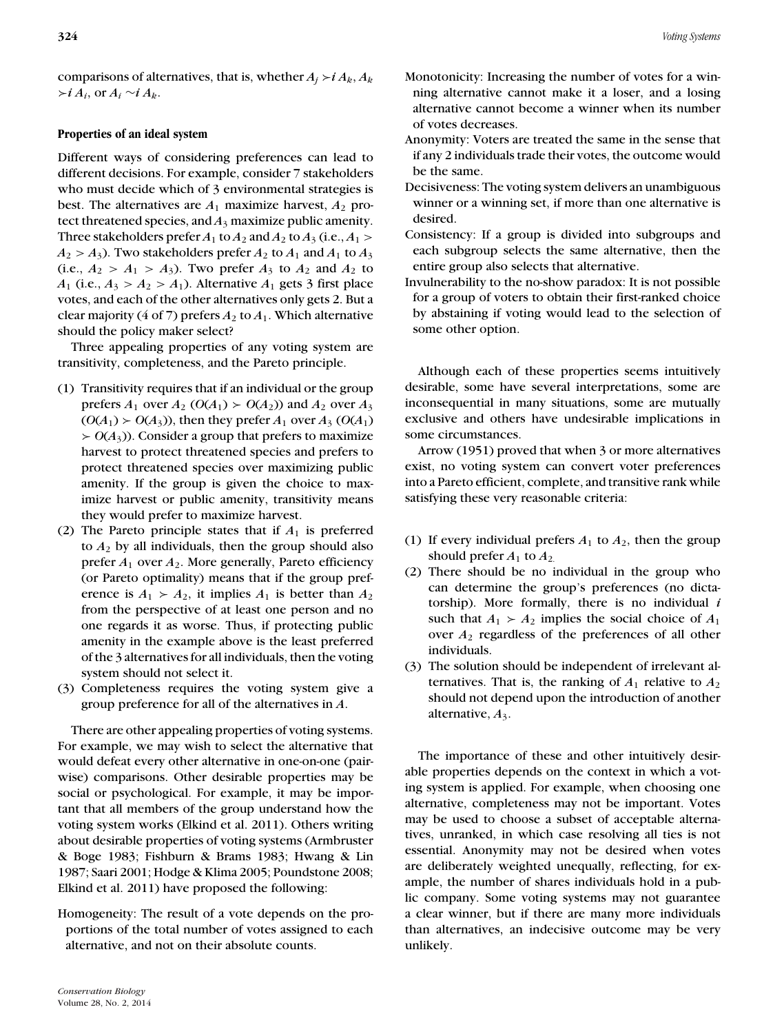comparisons of alternatives, that is, whether $A_j \succ i\, A_k$, $A_k \succ i\, A_i$, or $A_i \sim i\, A_k$.

### Properties of an ideal system

Different ways of considering preferences can lead to different decisions. For example, consider 7 stakeholders who must decide which of 3 environmental strategies is best. The alternatives are $A_1$ maximize harvest, $A_2$ protect threatened species, and $A_3$ maximize public amenity. Three stakeholders prefer $A_1$ to $A_2$ and $A_2$ to $A_3$ (i.e., $A_1 > A_2 > A_3$). Two stakeholders prefer $A_2$ to $A_1$ and $A_1$ to $A_3$ (i.e., $A_2 > A_1 > A_3$). Two prefer $A_3$ to $A_2$ and $A_2$ to $A_1$ (i.e., $A_3 > A_2 > A_1$). Alternative $A_1$ gets 3 first place votes, and each of the other alternatives only gets 2. But a clear majority (4 of 7) prefers $A_2$ to $A_1$. Which alternative should the policy maker select?

Three appealing properties of any voting system are transitivity, completeness, and the Pareto principle.

1. Transitivity requires that if an individual or the group prefers $A_1$ over $A_2$ ($O(A_1) \succ O(A_2)$) and $A_2$ over $A_3$ ($O(A_1) \succ O(A_3)$), then they prefer $A_1$ over $A_3$ ($O(A_1) \succ O(A_3)$). Consider a group that prefers to maximize harvest to protect threatened species and prefers to protect threatened species over maximizing public amenity. If the group is given the choice to maximize harvest or public amenity, transitivity means they would prefer to maximize harvest.
2. The Pareto principle states that if $A_1$ is preferred to $A_2$ by all individuals, then the group should also prefer $A_1$ over $A_2$. More generally, Pareto efficiency (or Pareto optimality) means that if the group preference is $A_1 \succ A_2$, it implies $A_1$ is better than $A_2$ from the perspective of at least one person and no one regards it as worse. Thus, if protecting public amenity in the example above is the least preferred of the 3 alternatives for all individuals, then the voting system should not select it.
3. Completeness requires the voting system give a group preference for all of the alternatives in $A$.

There are other appealing properties of voting systems. For example, we may wish to select the alternative that would defeat every other alternative in one-on-one (pairwise) comparisons. Other desirable properties may be social or psychological. For example, it may be important that all members of the group understand how the voting system works (Elkind et al. 2011). Others writing about desirable properties of voting systems (Armbruster & Boge 1983; Fishburn & Brams 1983; Hwang & Lin 1987; Saari 2001; Hodge & Klima 2005; Poundstone 2008; Elkind et al. 2011) have proposed the following:

Homogeneity: The result of a vote depends on the proportions of the total number of votes assigned to each alternative, and not on their absolute counts.

Monotonicity: Increasing the number of votes for a winning alternative cannot make it a loser, and a losing alternative cannot become a winner when its number of votes decreases.

Anonymity: Voters are treated the same in the sense that if any 2 individuals trade their votes, the outcome would be the same.

Decisiveness: The voting system delivers an unambiguous winner or a winning set, if more than one alternative is desired.

Consistency: If a group is divided into subgroups and each subgroup selects the same alternative, then the entire group also selects that alternative.

Invulnerability to the no-show paradox: It is not possible for a group of voters to obtain their first-ranked choice by abstaining if voting would lead to the selection of some other option.

Although each of these properties seems intuitively desirable, some have several interpretations, some are inconsequential in many situations, some are mutually exclusive and others have undesirable implications in some circumstances.

Arrow (1951) proved that when 3 or more alternatives exist, no voting system can convert voter preferences into a Pareto efficient, complete, and transitive rank while satisfying these very reasonable criteria:

1. If every individual prefers $A_1$ to $A_2$, then the group should prefer $A_1$ to $A_2$.
2. There should be no individual in the group who can determine the group's preferences (no dictatorship). More formally, there is no individual $i$ such that $A_1 \succ A_2$ implies the social choice of $A_1$ over $A_2$ regardless of the preferences of all other individuals.
3. The solution should be independent of irrelevant alternatives. That is, the ranking of $A_1$ relative to $A_2$ should not depend upon the introduction of another alternative, $A_3$.

The importance of these and other intuitively desirable properties depends on the context in which a voting system is applied. For example, when choosing one alternative, completeness may not be important. Votes may be used to choose a subset of acceptable alternatives, unranked, in which case resolving all ties is not essential. Anonymity may not be desired when votes are deliberately weighted unequally, reflecting, for example, the number of shares individuals hold in a public company. Some voting systems may not guarantee a clear winner, but if there are many more individuals than alternatives, an indecisive outcome may be very unlikely.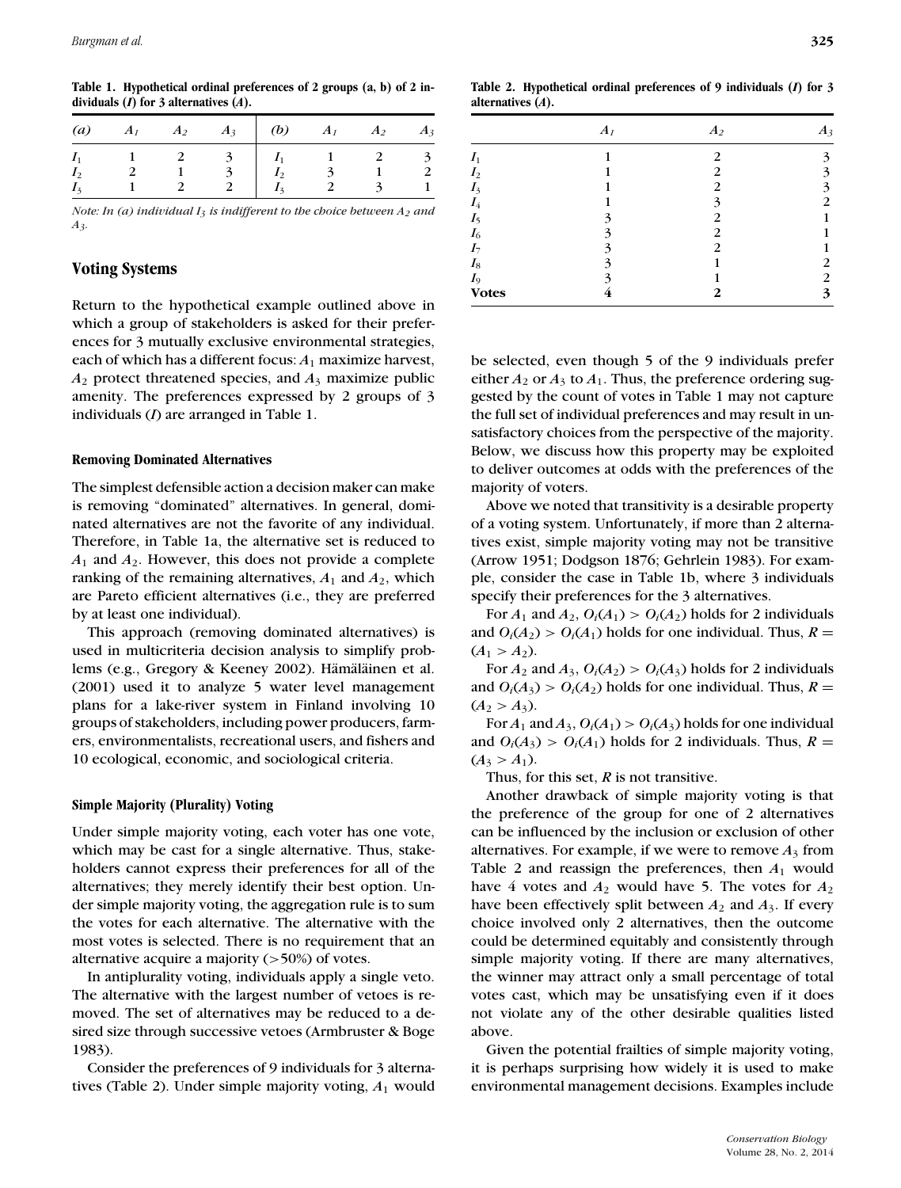**Table 1. Hypothetical ordinal preferences of 2 groups (a, b) of 2 individuals (*I*) for 3 alternatives (*A*).**

| *(a)* | $A_1$ | $A_2$ | $A_3$ | *(b)* | $A_1$ | $A_2$ | $A_3$ |
|---|---|---|---|---|---|---|---|
| $I_1$ | 1 | 2 | 3 | $I_1$ | 1 | 2 | 3 |
| $I_2$ | 2 | 1 | 3 | $I_2$ | 3 | 1 | 2 |
| $I_3$ | 1 | 2 | 2 | $I_3$ | 2 | 3 | 1 |

*Note: In (a) individual $I_3$ is indifferent to the choice between $A_2$ and $A_3$.*

## Voting Systems

Return to the hypothetical example outlined above in which a group of stakeholders is asked for their preferences for 3 mutually exclusive environmental strategies, each of which has a different focus: $A_1$ maximize harvest, $A_2$ protect threatened species, and $A_3$ maximize public amenity. The preferences expressed by 2 groups of 3 individuals (*I*) are arranged in Table 1.

### Removing Dominated Alternatives

The simplest defensible action a decision maker can make is removing "dominated" alternatives. In general, dominated alternatives are not the favorite of any individual. Therefore, in Table 1a, the alternative set is reduced to $A_1$ and $A_2$. However, this does not provide a complete ranking of the remaining alternatives, $A_1$ and $A_2$, which are Pareto efficient alternatives (i.e., they are preferred by at least one individual).

This approach (removing dominated alternatives) is used in multicriteria decision analysis to simplify problems (e.g., Gregory & Keeney 2002). Hämäläinen et al. (2001) used it to analyze 5 water level management plans for a lake-river system in Finland involving 10 groups of stakeholders, including power producers, farmers, environmentalists, recreational users, and fishers and 10 ecological, economic, and sociological criteria.

### Simple Majority (Plurality) Voting

Under simple majority voting, each voter has one vote, which may be cast for a single alternative. Thus, stakeholders cannot express their preferences for all of the alternatives; they merely identify their best option. Under simple majority voting, the aggregation rule is to sum the votes for each alternative. The alternative with the most votes is selected. There is no requirement that an alternative acquire a majority (>50%) of votes.

In antiplurality voting, individuals apply a single veto. The alternative with the largest number of vetoes is removed. The set of alternatives may be reduced to a desired size through successive vetoes (Armbruster & Boge 1983).

Consider the preferences of 9 individuals for 3 alternatives (Table 2). Under simple majority voting, $A_1$ would be selected, even though 5 of the 9 individuals prefer either $A_2$ or $A_3$ to $A_1$. Thus, the preference ordering suggested by the count of votes in Table 1 may not capture the full set of individual preferences and may result in unsatisfactory choices from the perspective of the majority. Below, we discuss how this property may be exploited to deliver outcomes at odds with the preferences of the majority of voters.

**Table 2. Hypothetical ordinal preferences of 9 individuals (*I*) for 3 alternatives (*A*).**

| | $A_1$ | $A_2$ | $A_3$ |
|---|---|---|---|
| $I_1$ | 1 | 2 | 3 |
| $I_2$ | 1 | 2 | 3 |
| $I_3$ | 1 | 2 | 3 |
| $I_4$ | 1 | 3 | 2 |
| $I_5$ | 3 | 2 | 1 |
| $I_6$ | 3 | 2 | 1 |
| $I_7$ | 3 | 2 | 1 |
| $I_8$ | 3 | 1 | 2 |
| $I_9$ | 3 | 1 | 2 |
| **Votes** | **4** | **2** | **3** |

Above we noted that transitivity is a desirable property of a voting system. Unfortunately, if more than 2 alternatives exist, simple majority voting may not be transitive (Arrow 1951; Dodgson 1876; Gehrlein 1983). For example, consider the case in Table 1b, where 3 individuals specify their preferences for the 3 alternatives.

For $A_1$ and $A_2$, $O_i(A_1) > O_i(A_2)$ holds for 2 individuals and $O_i(A_2) > O_i(A_1)$ holds for one individual. Thus, $R = (A_1 > A_2)$.

For $A_2$ and $A_3$, $O_i(A_2) > O_i(A_3)$ holds for 2 individuals and $O_i(A_3) > O_i(A_2)$ holds for one individual. Thus, $R = (A_2 > A_3)$.

For $A_1$ and $A_3$, $O_i(A_1) > O_i(A_3)$ holds for one individual and $O_i(A_3) > O_i(A_1)$ holds for 2 individuals. Thus, $R = (A_3 > A_1)$.

Thus, for this set, $R$ is not transitive.

Another drawback of simple majority voting is that the preference of the group for one of 2 alternatives can be influenced by the inclusion or exclusion of other alternatives. For example, if we were to remove $A_3$ from Table 2 and reassign the preferences, then $A_1$ would have 4 votes and $A_2$ would have 5. The votes for $A_2$ have been effectively split between $A_2$ and $A_3$. If every choice involved only 2 alternatives, then the outcome could be determined equitably and consistently through simple majority voting. If there are many alternatives, the winner may attract only a small percentage of total votes cast, which may be unsatisfying even if it does not violate any of the other desirable qualities listed above.

Given the potential frailties of simple majority voting, it is perhaps surprising how widely it is used to make environmental management decisions. Examples include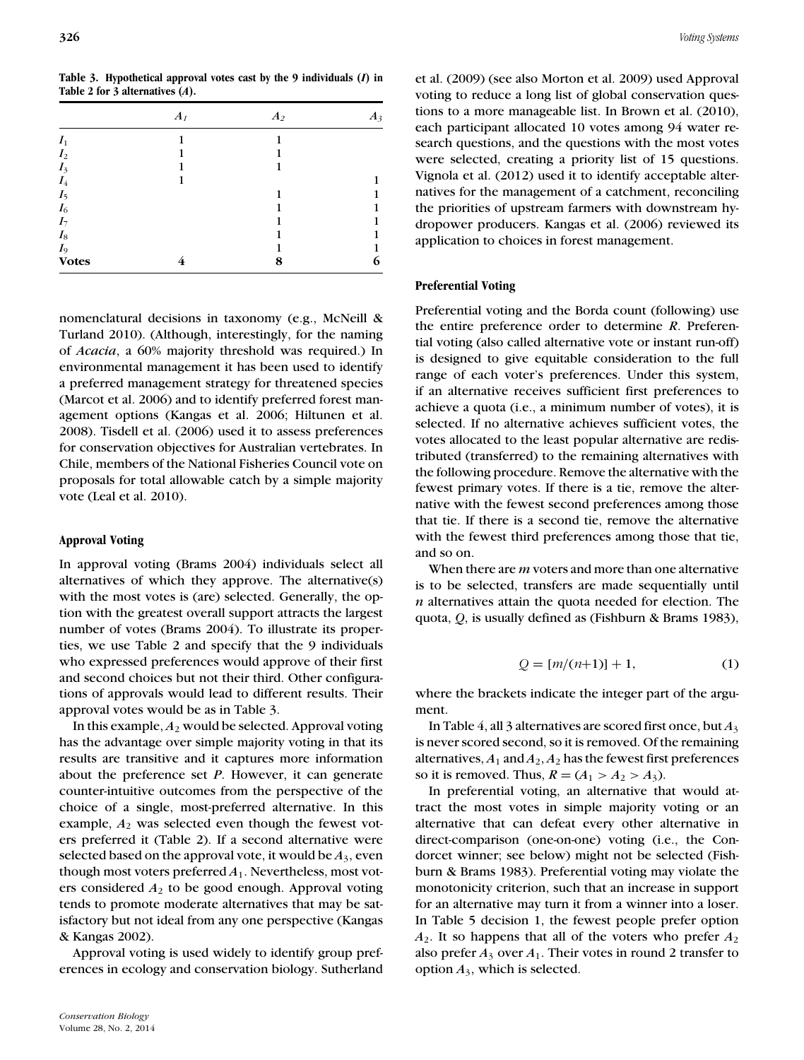**Table 3. Hypothetical approval votes cast by the 9 individuals (*I*) in Table 2 for 3 alternatives (*A*).**

| | $A_1$ | $A_2$ | $A_3$ |
|---|---|---|---|
| $I_1$ | 1 | 1 | |
| $I_2$ | 1 | 1 | |
| $I_3$ | 1 | 1 | |
| $I_4$ | 1 | | 1 |
| $I_5$ | | 1 | 1 |
| $I_6$ | | 1 | 1 |
| $I_7$ | | 1 | 1 |
| $I_8$ | | 1 | 1 |
| $I_9$ | | 1 | 1 |
| **Votes** | 4 | 8 | 6 |

nomenclatural decisions in taxonomy (e.g., McNeill & Turland 2010). (Although, interestingly, for the naming of *Acacia*, a 60% majority threshold was required.) In environmental management it has been used to identify a preferred management strategy for threatened species (Marcot et al. 2006) and to identify preferred forest management options (Kangas et al. 2006; Hiltunen et al. 2008). Tisdell et al. (2006) used it to assess preferences for conservation objectives for Australian vertebrates. In Chile, members of the National Fisheries Council vote on proposals for total allowable catch by a simple majority vote (Leal et al. 2010).

### Approval Voting

In approval voting (Brams 2004) individuals select all alternatives of which they approve. The alternative(s) with the most votes is (are) selected. Generally, the option with the greatest overall support attracts the largest number of votes (Brams 2004). To illustrate its properties, we use Table 2 and specify that the 9 individuals who expressed preferences would approve of their first and second choices but not their third. Other configurations of approvals would lead to different results. Their approval votes would be as in Table 3.

In this example, $A_2$ would be selected. Approval voting has the advantage over simple majority voting in that its results are transitive and it captures more information about the preference set *P*. However, it can generate counter-intuitive outcomes from the perspective of the choice of a single, most-preferred alternative. In this example, $A_2$ was selected even though the fewest voters preferred it (Table 2). If a second alternative were selected based on the approval vote, it would be $A_3$, even though most voters preferred $A_1$. Nevertheless, most voters considered $A_2$ to be good enough. Approval voting tends to promote moderate alternatives that may be satisfactory but not ideal from any one perspective (Kangas & Kangas 2002).

Approval voting is used widely to identify group preferences in ecology and conservation biology. Sutherland et al. (2009) (see also Morton et al. 2009) used Approval voting to reduce a long list of global conservation questions to a more manageable list. In Brown et al. (2010), each participant allocated 10 votes among 94 water research questions, and the questions with the most votes were selected, creating a priority list of 15 questions. Vignola et al. (2012) used it to identify acceptable alternatives for the management of a catchment, reconciling the priorities of upstream farmers with downstream hydropower producers. Kangas et al. (2006) reviewed its application to choices in forest management.

### Preferential Voting

Preferential voting and the Borda count (following) use the entire preference order to determine *R*. Preferential voting (also called alternative vote or instant run-off) is designed to give equitable consideration to the full range of each voter's preferences. Under this system, if an alternative receives sufficient first preferences to achieve a quota (i.e., a minimum number of votes), it is selected. If no alternative achieves sufficient votes, the votes allocated to the least popular alternative are redistributed (transferred) to the remaining alternatives with the following procedure. Remove the alternative with the fewest primary votes. If there is a tie, remove the alternative with the fewest second preferences among those that tie. If there is a second tie, remove the alternative with the fewest third preferences among those that tie, and so on.

When there are *m* voters and more than one alternative is to be selected, transfers are made sequentially until *n* alternatives attain the quota needed for election. The quota, *Q*, is usually defined as (Fishburn & Brams 1983),

$$Q = [m/(n+1)] + 1, \tag{1}$$

where the brackets indicate the integer part of the argument.

In Table 4, all 3 alternatives are scored first once, but $A_3$ is never scored second, so it is removed. Of the remaining alternatives, $A_1$ and $A_2$, $A_2$ has the fewest first preferences so it is removed. Thus, $R = (A_1 > A_2 > A_3)$.

In preferential voting, an alternative that would attract the most votes in simple majority voting or an alternative that can defeat every other alternative in direct-comparison (one-on-one) voting (i.e., the Condorcet winner; see below) might not be selected (Fishburn & Brams 1983). Preferential voting may violate the monotonicity criterion, such that an increase in support for an alternative may turn it from a winner into a loser. In Table 5 decision 1, the fewest people prefer option $A_2$. It so happens that all of the voters who prefer $A_2$ also prefer $A_3$ over $A_1$. Their votes in round 2 transfer to option $A_3$, which is selected.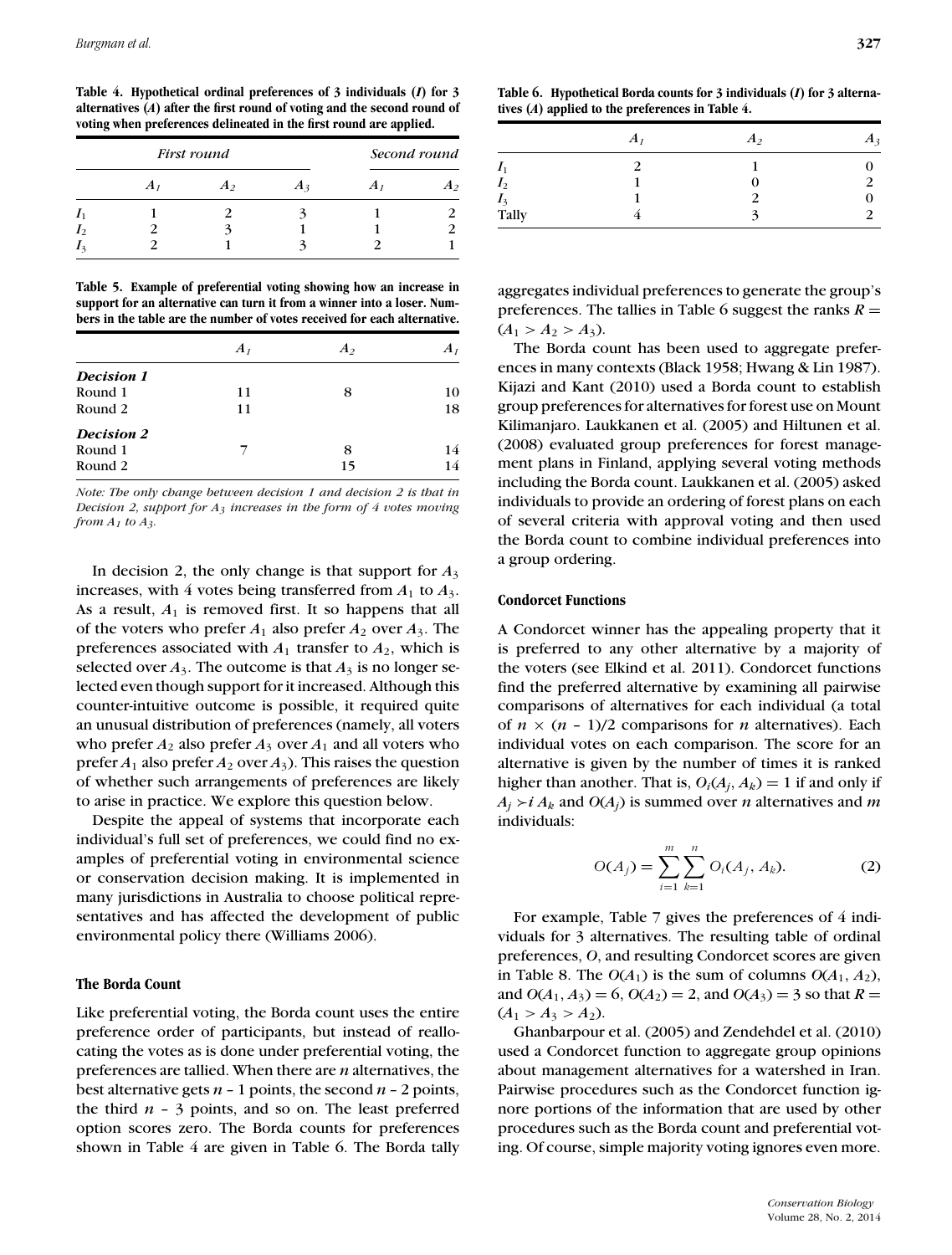**Table 4. Hypothetical ordinal preferences of 3 individuals (*I*) for 3 alternatives (*A*) after the first round of voting and the second round of voting when preferences delineated in the first round are applied.**

| | *First round* | | | *Second round* | |
|---|---|---|---|---|---|
| | $A_1$ | $A_2$ | $A_3$ | $A_1$ | $A_2$ |
| $I_1$ | 1 | 2 | 3 | 1 | 2 |
| $I_2$ | 2 | 3 | 1 | 1 | 2 |
| $I_3$ | 2 | 1 | 3 | 2 | 1 |

**Table 5. Example of preferential voting showing how an increase in support for an alternative can turn it from a winner into a loser. Numbers in the table are the number of votes received for each alternative.**

| | $A_1$ | $A_2$ | $A_I$ |
|---|---|---|---|
| ***Decision 1*** | | | |
| Round 1 | 11 | 8 | 10 |
| Round 2 | 11 | | 18 |
| ***Decision 2*** | | | |
| Round 1 | 7 | 8 | 14 |
| Round 2 | | 15 | 14 |

*Note: The only change between decision 1 and decision 2 is that in Decision 2, support for $A_3$ increases in the form of 4 votes moving from $A_1$ to $A_3$.*

In decision 2, the only change is that support for $A_3$ increases, with 4 votes being transferred from $A_1$ to $A_3$. As a result, $A_1$ is removed first. It so happens that all of the voters who prefer $A_1$ also prefer $A_2$ over $A_3$. The preferences associated with $A_1$ transfer to $A_2$, which is selected over $A_3$. The outcome is that $A_3$ is no longer selected even though support for it increased. Although this counter-intuitive outcome is possible, it required quite an unusual distribution of preferences (namely, all voters who prefer $A_2$ also prefer $A_3$ over $A_1$ and all voters who prefer $A_1$ also prefer $A_2$ over $A_3$). This raises the question of whether such arrangements of preferences are likely to arise in practice. We explore this question below.

Despite the appeal of systems that incorporate each individual's full set of preferences, we could find no examples of preferential voting in environmental science or conservation decision making. It is implemented in many jurisdictions in Australia to choose political representatives and has affected the development of public environmental policy there (Williams 2006).

### The Borda Count

Like preferential voting, the Borda count uses the entire preference order of participants, but instead of reallocating the votes as is done under preferential voting, the preferences are tallied. When there are *n* alternatives, the best alternative gets $n - 1$ points, the second $n - 2$ points, the third $n - 3$ points, and so on. The least preferred option scores zero. The Borda counts for preferences shown in Table 4 are given in Table 6. The Borda tally aggregates individual preferences to generate the group's preferences. The tallies in Table 6 suggest the ranks $R = (A_1 > A_2 > A_3)$.

**Table 6. Hypothetical Borda counts for 3 individuals (*I*) for 3 alternatives (*A*) applied to the preferences in Table 4.**

| | $A_1$ | $A_2$ | $A_3$ |
|---|---|---|---|
| $I_1$ | 2 | 1 | 0 |
| $I_2$ | 1 | 0 | 2 |
| $I_3$ | 1 | 2 | 0 |
| Tally | 4 | 3 | 2 |

The Borda count has been used to aggregate preferences in many contexts (Black 1958; Hwang & Lin 1987). Kijazi and Kant (2010) used a Borda count to establish group preferences for alternatives for forest use on Mount Kilimanjaro. Laukkanen et al. (2005) and Hiltunen et al. (2008) evaluated group preferences for forest management plans in Finland, applying several voting methods including the Borda count. Laukkanen et al. (2005) asked individuals to provide an ordering of forest plans on each of several criteria with approval voting and then used the Borda count to combine individual preferences into a group ordering.

### Condorcet Functions

A Condorcet winner has the appealing property that it is preferred to any other alternative by a majority of the voters (see Elkind et al. 2011). Condorcet functions find the preferred alternative by examining all pairwise comparisons of alternatives for each individual (a total of $n \times (n - 1)/2$ comparisons for *n* alternatives). Each individual votes on each comparison. The score for an alternative is given by the number of times it is ranked higher than another. That is, $O_i(A_j, A_k) = 1$ if and only if $A_j \succ i\, A_k$ and $O(A_j)$ is summed over *n* alternatives and *m* individuals:

$$O(A_j) = \sum_{i=1}^{m} \sum_{k=1}^{n} O_i(A_j, A_k). \tag{2}$$

For example, Table 7 gives the preferences of 4 individuals for 3 alternatives. The resulting table of ordinal preferences, *O*, and resulting Condorcet scores are given in Table 8. The $O(A_1)$ is the sum of columns $O(A_1, A_2)$, and $O(A_1, A_3) = 6$, $O(A_2) = 2$, and $O(A_3) = 3$ so that $R = (A_1 > A_3 > A_2)$.

Ghanbarpour et al. (2005) and Zendehdel et al. (2010) used a Condorcet function to aggregate group opinions about management alternatives for a watershed in Iran. Pairwise procedures such as the Condorcet function ignore portions of the information that are used by other procedures such as the Borda count and preferential voting. Of course, simple majority voting ignores even more.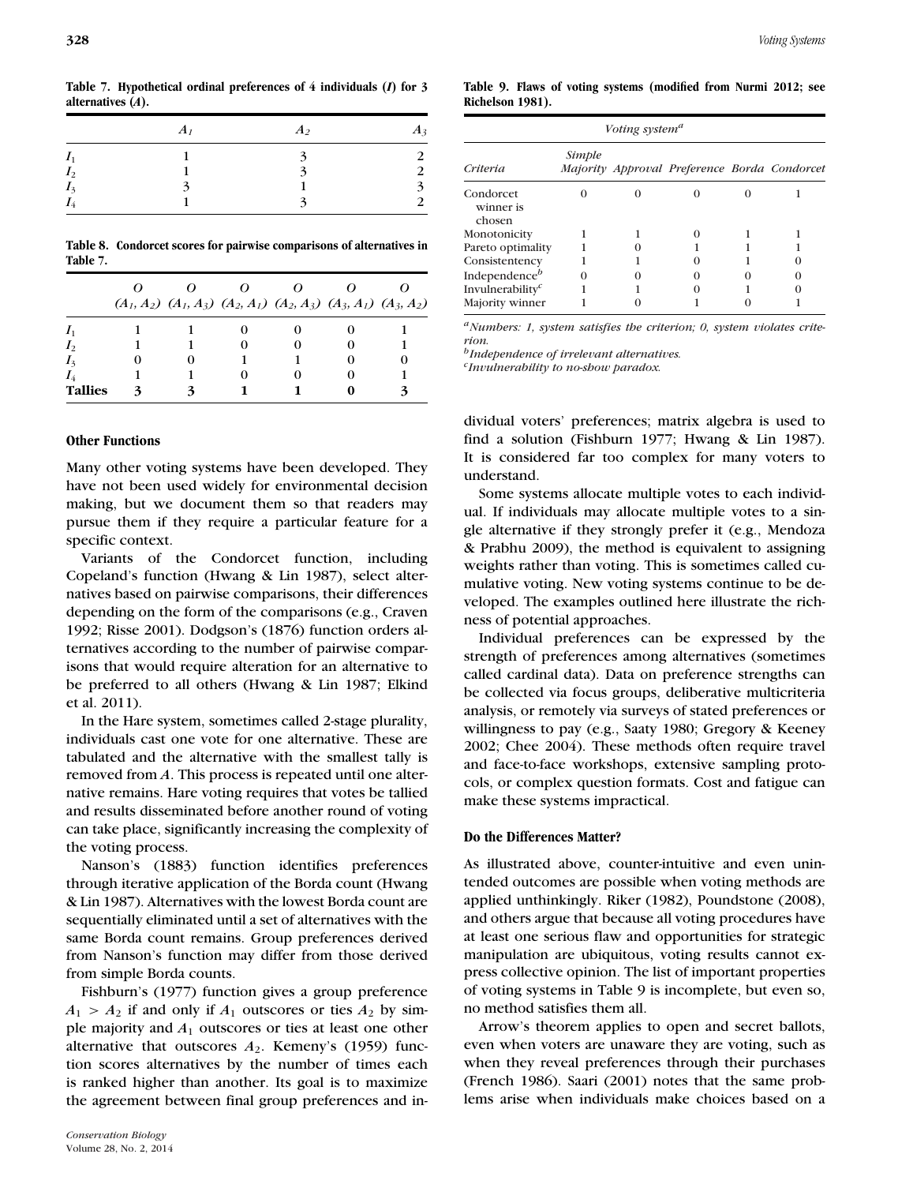**Table 7. Hypothetical ordinal preferences of 4 individuals ($I$) for 3 alternatives ($A$).**

| | $A_1$ | $A_2$ | $A_3$ |
|---|---|---|---|
| $I_1$ | 1 | 3 | 2 |
| $I_2$ | 1 | 3 | 2 |
| $I_3$ | 3 | 1 | 3 |
| $I_4$ | 1 | 3 | 2 |

**Table 8. Condorcet scores for pairwise comparisons of alternatives in Table 7.**

| | $O$ $(A_1, A_2)$ | $O$ $(A_1, A_3)$ | $O$ $(A_2, A_1)$ | $O$ $(A_2, A_3)$ | $O$ $(A_3, A_1)$ | $O$ $(A_3, A_2)$ |
|---|---|---|---|---|---|---|
| $I_1$ | 1 | 1 | 0 | 0 | 0 | 1 |
| $I_2$ | 1 | 1 | 0 | 0 | 0 | 1 |
| $I_3$ | 0 | 0 | 1 | 1 | 0 | 0 |
| $I_4$ | 1 | 1 | 0 | 0 | 0 | 1 |
| **Tallies** | 3 | 3 | 1 | 1 | 0 | 3 |

### Other Functions

Many other voting systems have been developed. They have not been used widely for environmental decision making, but we document them so that readers may pursue them if they require a particular feature for a specific context.

Variants of the Condorcet function, including Copeland's function (Hwang & Lin 1987), select alternatives based on pairwise comparisons, their differences depending on the form of the comparisons (e.g., Craven 1992; Risse 2001). Dodgson's (1876) function orders alternatives according to the number of pairwise comparisons that would require alteration for an alternative to be preferred to all others (Hwang & Lin 1987; Elkind et al. 2011).

In the Hare system, sometimes called 2-stage plurality, individuals cast one vote for one alternative. These are tabulated and the alternative with the smallest tally is removed from $A$. This process is repeated until one alternative remains. Hare voting requires that votes be tallied and results disseminated before another round of voting can take place, significantly increasing the complexity of the voting process.

Nanson's (1883) function identifies preferences through iterative application of the Borda count (Hwang & Lin 1987). Alternatives with the lowest Borda count are sequentially eliminated until a set of alternatives with the same Borda count remains. Group preferences derived from Nanson's function may differ from those derived from simple Borda counts.

Fishburn's (1977) function gives a group preference $A_1 > A_2$ if and only if $A_1$ outscores or ties $A_2$ by simple majority and $A_1$ outscores or ties at least one other alternative that outscores $A_2$. Kemeny's (1959) function scores alternatives by the number of times each is ranked higher than another. Its goal is to maximize the agreement between final group preferences and individual voters' preferences; matrix algebra is used to find a solution (Fishburn 1977; Hwang & Lin 1987). It is considered far too complex for many voters to understand.

Some systems allocate multiple votes to each individual. If individuals may allocate multiple votes to a single alternative if they strongly prefer it (e.g., Mendoza & Prabhu 2009), the method is equivalent to assigning weights rather than voting. This is sometimes called cumulative voting. New voting systems continue to be developed. The examples outlined here illustrate the richness of potential approaches.

Individual preferences can be expressed by the strength of preferences among alternatives (sometimes called cardinal data). Data on preference strengths can be collected via focus groups, deliberative multicriteria analysis, or remotely via surveys of stated preferences or willingness to pay (e.g., Saaty 1980; Gregory & Keeney 2002; Chee 2004). These methods often require travel and face-to-face workshops, extensive sampling protocols, or complex question formats. Cost and fatigue can make these systems impractical.

**Table 9. Flaws of voting systems (modified from Nurmi 2012; see Richelson 1981).**

| | *Voting system*[a] | | | | |
|---|---|---|---|---|---|
| *Criteria* | *Simple Majority* | *Approval* | *Preference* | *Borda* | *Condorcet* |
| Condorcet winner is chosen | 0 | 0 | 0 | 0 | 1 |
| Monotonicity | 1 | 1 | 0 | 1 | 1 |
| Pareto optimality | 1 | 0 | 1 | 1 | 1 |
| Consistentency | 1 | 1 | 0 | 1 | 0 |
| Independence[b] | 0 | 0 | 0 | 0 | 0 |
| Invulnerability[c] | 1 | 1 | 0 | 1 | 0 |
| Majority winner | 1 | 0 | 1 | 0 | 1 |

[a] *Numbers: 1, system satisfies the criterion; 0, system violates criterion.*
[b] *Independence of irrelevant alternatives.*
[c] *Invulnerability to no-show paradox.*

### Do the Differences Matter?

As illustrated above, counter-intuitive and even unintended outcomes are possible when voting methods are applied unthinkingly. Riker (1982), Poundstone (2008), and others argue that because all voting procedures have at least one serious flaw and opportunities for strategic manipulation are ubiquitous, voting results cannot express collective opinion. The list of important properties of voting systems in Table 9 is incomplete, but even so, no method satisfies them all.

Arrow's theorem applies to open and secret ballots, even when voters are unaware they are voting, such as when they reveal preferences through their purchases (French 1986). Saari (2001) notes that the same problems arise when individuals make choices based on a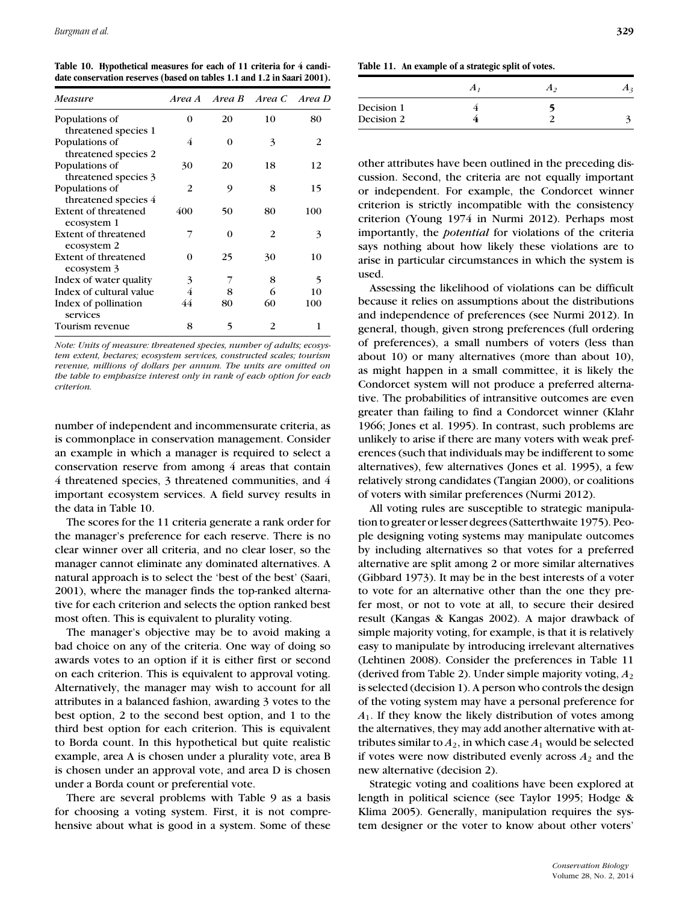**Table 10. Hypothetical measures for each of 11 criteria for 4 candidate conservation reserves (based on tables 1.1 and 1.2 in Saari 2001).**

| *Measure* | *Area A* | *Area B* | *Area C* | *Area D* |
|---|---|---|---|---|
| Populations of threatened species 1 | 0 | 20 | 10 | 80 |
| Populations of threatened species 2 | 4 | 0 | 3 | 2 |
| Populations of threatened species 3 | 30 | 20 | 18 | 12 |
| Populations of threatened species 4 | 2 | 9 | 8 | 15 |
| Extent of threatened ecosystem 1 | 400 | 50 | 80 | 100 |
| Extent of threatened ecosystem 2 | 7 | 0 | 2 | 3 |
| Extent of threatened ecosystem 3 | 0 | 25 | 30 | 10 |
| Index of water quality | 3 | 7 | 8 | 5 |
| Index of cultural value | 4 | 8 | 6 | 10 |
| Index of pollination services | 44 | 80 | 60 | 100 |
| Tourism revenue | 8 | 5 | 2 | 1 |

*Note: Units of measure: threatened species, number of adults; ecosystem extent, hectares; ecosystem services, constructed scales; tourism revenue, millions of dollars per annum. The units are omitted on the table to emphasize interest only in rank of each option for each criterion.*

number of independent and incommensurate criteria, as is commonplace in conservation management. Consider an example in which a manager is required to select a conservation reserve from among 4 areas that contain 4 threatened species, 3 threatened communities, and 4 important ecosystem services. A field survey results in the data in Table 10.

The scores for the 11 criteria generate a rank order for the manager's preference for each reserve. There is no clear winner over all criteria, and no clear loser, so the manager cannot eliminate any dominated alternatives. A natural approach is to select the 'best of the best' (Saari, 2001), where the manager finds the top-ranked alternative for each criterion and selects the option ranked best most often. This is equivalent to plurality voting.

The manager's objective may be to avoid making a bad choice on any of the criteria. One way of doing so awards votes to an option if it is either first or second on each criterion. This is equivalent to approval voting. Alternatively, the manager may wish to account for all attributes in a balanced fashion, awarding 3 votes to the best option, 2 to the second best option, and 1 to the third best option for each criterion. This is equivalent to Borda count. In this hypothetical but quite realistic example, area A is chosen under a plurality vote, area B is chosen under an approval vote, and area D is chosen under a Borda count or preferential vote.

There are several problems with Table 9 as a basis for choosing a voting system. First, it is not comprehensive about what is good in a system. Some of these other attributes have been outlined in the preceding discussion. Second, the criteria are not equally important or independent. For example, the Condorcet winner criterion is strictly incompatible with the consistency criterion (Young 1974 in Nurmi 2012). Perhaps most importantly, the *potential* for violations of the criteria says nothing about how likely these violations are to arise in particular circumstances in which the system is used.

Assessing the likelihood of violations can be difficult because it relies on assumptions about the distributions and independence of preferences (see Nurmi 2012). In general, though, given strong preferences (full ordering of preferences), a small numbers of voters (less than about 10) or many alternatives (more than about 10), as might happen in a small committee, it is likely the Condorcet system will not produce a preferred alternative. The probabilities of intransitive outcomes are even greater than failing to find a Condorcet winner (Klahr 1966; Jones et al. 1995). In contrast, such problems are unlikely to arise if there are many voters with weak preferences (such that individuals may be indifferent to some alternatives), few alternatives (Jones et al. 1995), a few relatively strong candidates (Tangian 2000), or coalitions of voters with similar preferences (Nurmi 2012).

All voting rules are susceptible to strategic manipulation to greater or lesser degrees (Satterthwaite 1975). People designing voting systems may manipulate outcomes by including alternatives so that votes for a preferred alternative are split among 2 or more similar alternatives (Gibbard 1973). It may be in the best interests of a voter to vote for an alternative other than the one they prefer most, or not to vote at all, to secure their desired result (Kangas & Kangas 2002). A major drawback of simple majority voting, for example, is that it is relatively easy to manipulate by introducing irrelevant alternatives (Lehtinen 2008). Consider the preferences in Table 11 (derived from Table 2). Under simple majority voting, $A_2$ is selected (decision 1). A person who controls the design of the voting system may have a personal preference for $A_1$. If they know the likely distribution of votes among the alternatives, they may add another alternative with attributes similar to $A_2$, in which case $A_1$ would be selected if votes were now distributed evenly across $A_2$ and the new alternative (decision 2).

**Table 11. An example of a strategic split of votes.**

| | $A_1$ | $A_2$ | $A_3$ |
|---|---|---|---|
| Decision 1 | 4 | **5** | |
| Decision 2 | **4** | 2 | 3 |

Strategic voting and coalitions have been explored at length in political science (see Taylor 1995; Hodge & Klima 2005). Generally, manipulation requires the system designer or the voter to know about other voters'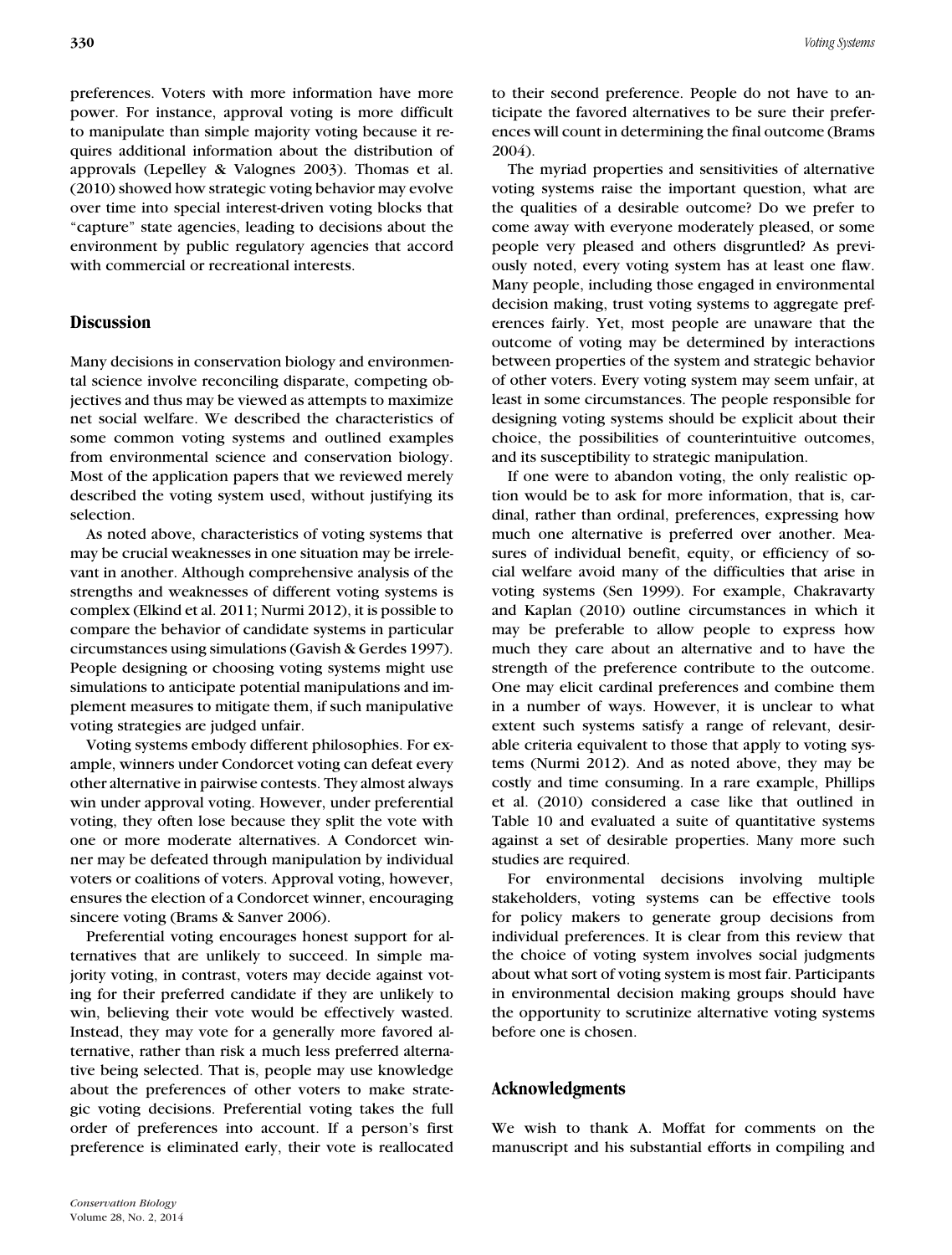preferences. Voters with more information have more power. For instance, approval voting is more difficult to manipulate than simple majority voting because it requires additional information about the distribution of approvals (Lepelley & Valognes 2003). Thomas et al. (2010) showed how strategic voting behavior may evolve over time into special interest-driven voting blocks that "capture" state agencies, leading to decisions about the environment by public regulatory agencies that accord with commercial or recreational interests.

## Discussion

Many decisions in conservation biology and environmental science involve reconciling disparate, competing objectives and thus may be viewed as attempts to maximize net social welfare. We described the characteristics of some common voting systems and outlined examples from environmental science and conservation biology. Most of the application papers that we reviewed merely described the voting system used, without justifying its selection.

As noted above, characteristics of voting systems that may be crucial weaknesses in one situation may be irrelevant in another. Although comprehensive analysis of the strengths and weaknesses of different voting systems is complex (Elkind et al. 2011; Nurmi 2012), it is possible to compare the behavior of candidate systems in particular circumstances using simulations (Gavish & Gerdes 1997). People designing or choosing voting systems might use simulations to anticipate potential manipulations and implement measures to mitigate them, if such manipulative voting strategies are judged unfair.

Voting systems embody different philosophies. For example, winners under Condorcet voting can defeat every other alternative in pairwise contests. They almost always win under approval voting. However, under preferential voting, they often lose because they split the vote with one or more moderate alternatives. A Condorcet winner may be defeated through manipulation by individual voters or coalitions of voters. Approval voting, however, ensures the election of a Condorcet winner, encouraging sincere voting (Brams & Sanver 2006).

Preferential voting encourages honest support for alternatives that are unlikely to succeed. In simple majority voting, in contrast, voters may decide against voting for their preferred candidate if they are unlikely to win, believing their vote would be effectively wasted. Instead, they may vote for a generally more favored alternative, rather than risk a much less preferred alternative being selected. That is, people may use knowledge about the preferences of other voters to make strategic voting decisions. Preferential voting takes the full order of preferences into account. If a person's first preference is eliminated early, their vote is reallocated to their second preference. People do not have to anticipate the favored alternatives to be sure their preferences will count in determining the final outcome (Brams 2004).

The myriad properties and sensitivities of alternative voting systems raise the important question, what are the qualities of a desirable outcome? Do we prefer to come away with everyone moderately pleased, or some people very pleased and others disgruntled? As previously noted, every voting system has at least one flaw. Many people, including those engaged in environmental decision making, trust voting systems to aggregate preferences fairly. Yet, most people are unaware that the outcome of voting may be determined by interactions between properties of the system and strategic behavior of other voters. Every voting system may seem unfair, at least in some circumstances. The people responsible for designing voting systems should be explicit about their choice, the possibilities of counterintuitive outcomes, and its susceptibility to strategic manipulation.

If one were to abandon voting, the only realistic option would be to ask for more information, that is, cardinal, rather than ordinal, preferences, expressing how much one alternative is preferred over another. Measures of individual benefit, equity, or efficiency of social welfare avoid many of the difficulties that arise in voting systems (Sen 1999). For example, Chakravarty and Kaplan (2010) outline circumstances in which it may be preferable to allow people to express how much they care about an alternative and to have the strength of the preference contribute to the outcome. One may elicit cardinal preferences and combine them in a number of ways. However, it is unclear to what extent such systems satisfy a range of relevant, desirable criteria equivalent to those that apply to voting systems (Nurmi 2012). And as noted above, they may be costly and time consuming. In a rare example, Phillips et al. (2010) considered a case like that outlined in Table 10 and evaluated a suite of quantitative systems against a set of desirable properties. Many more such studies are required.

For environmental decisions involving multiple stakeholders, voting systems can be effective tools for policy makers to generate group decisions from individual preferences. It is clear from this review that the choice of voting system involves social judgments about what sort of voting system is most fair. Participants in environmental decision making groups should have the opportunity to scrutinize alternative voting systems before one is chosen.

## Acknowledgments

We wish to thank A. Moffat for comments on the manuscript and his substantial efforts in compiling and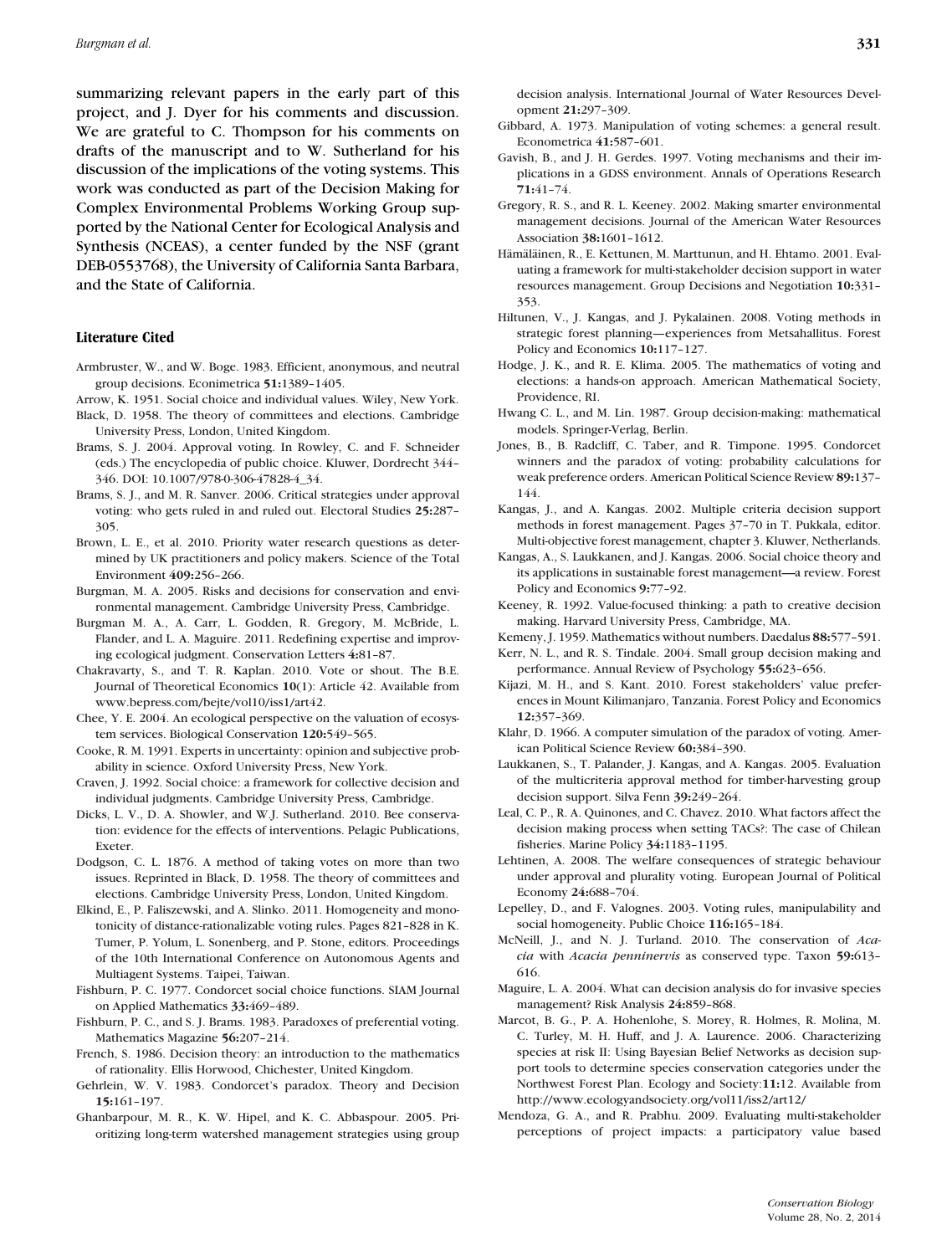summarizing relevant papers in the early part of this project, and J. Dyer for his comments and discussion. We are grateful to C. Thompson for his comments on drafts of the manuscript and to W. Sutherland for his discussion of the implications of the voting systems. This work was conducted as part of the Decision Making for Complex Environmental Problems Working Group supported by the National Center for Ecological Analysis and Synthesis (NCEAS), a center funded by the NSF (grant DEB-0553768), the University of California Santa Barbara, and the State of California.

## Literature Cited

Armbruster, W., and W. Boge. 1983. Efficient, anonymous, and neutral group decisions. Econimetrica **51:**1389–1405.

Arrow, K. 1951. Social choice and individual values. Wiley, New York.

Black, D. 1958. The theory of committees and elections. Cambridge University Press, London, United Kingdom.

Brams, S. J. 2004. Approval voting. In Rowley, C. and F. Schneider (eds.) The encyclopedia of public choice. Kluwer, Dordrecht 344–346. DOI: 10.1007/978-0-306-47828-4_34.

Brams, S. J., and M. R. Sanver. 2006. Critical strategies under approval voting: who gets ruled in and ruled out. Electoral Studies **25:**287–305.

Brown, L. E., et al. 2010. Priority water research questions as determined by UK practitioners and policy makers. Science of the Total Environment **409:**256–266.

Burgman, M. A. 2005. Risks and decisions for conservation and environmental management. Cambridge University Press, Cambridge.

Burgman M. A., A. Carr, L. Godden, R. Gregory, M. McBride, L. Flander, and L. A. Maguire. 2011. Redefining expertise and improving ecological judgment. Conservation Letters **4:**81–87.

Chakravarty, S., and T. R. Kaplan. 2010. Vote or shout. The B.E. Journal of Theoretical Economics **10**(1): Article 42. Available from www.bepress.com/bejte/vol10/iss1/art42.

Chee, Y. E. 2004. An ecological perspective on the valuation of ecosystem services. Biological Conservation **120:**549–565.

Cooke, R. M. 1991. Experts in uncertainty: opinion and subjective probability in science. Oxford University Press, New York.

Craven, J. 1992. Social choice: a framework for collective decision and individual judgments. Cambridge University Press, Cambridge.

Dicks, L. V., D. A. Showler, and W.J. Sutherland. 2010. Bee conservation: evidence for the effects of interventions. Pelagic Publications, Exeter.

Dodgson, C. L. 1876. A method of taking votes on more than two issues. Reprinted in Black, D. 1958. The theory of committees and elections. Cambridge University Press, London, United Kingdom.

Elkind, E., P. Faliszewski, and A. Slinko. 2011. Homogeneity and monotonicity of distance-rationalizable voting rules. Pages 821–828 in K. Tumer, P. Yolum, L. Sonenberg, and P. Stone, editors. Proceedings of the 10th International Conference on Autonomous Agents and Multiagent Systems. Taipei, Taiwan.

Fishburn, P. C. 1977. Condorcet social choice functions. SIAM Journal on Applied Mathematics **33:**469–489.

Fishburn, P. C., and S. J. Brams. 1983. Paradoxes of preferential voting. Mathematics Magazine **56:**207–214.

French, S. 1986. Decision theory: an introduction to the mathematics of rationality. Ellis Horwood, Chichester, United Kingdom.

Gehrlein, W. V. 1983. Condorcet's paradox. Theory and Decision **15:**161–197.

Ghanbarpour, M. R., K. W. Hipel, and K. C. Abbaspour. 2005. Prioritizing long-term watershed management strategies using group decision analysis. International Journal of Water Resources Development **21:**297–309.

Gibbard, A. 1973. Manipulation of voting schemes: a general result. Econometrica **41:**587–601.

Gavish, B., and J. H. Gerdes. 1997. Voting mechanisms and their implications in a GDSS environment. Annals of Operations Research **71:**41–74.

Gregory, R. S., and R. L. Keeney. 2002. Making smarter environmental management decisions. Journal of the American Water Resources Association **38:**1601–1612.

Hämäläinen, R., E. Kettunen, M. Marttunun, and H. Ehtamo. 2001. Evaluating a framework for multi-stakeholder decision support in water resources management. Group Decisions and Negotiation **10:**331–353.

Hiltunen, V., J. Kangas, and J. Pykalainen. 2008. Voting methods in strategic forest planning—experiences from Metsahallitus. Forest Policy and Economics **10:**117–127.

Hodge, J. K., and R. E. Klima. 2005. The mathematics of voting and elections: a hands-on approach. American Mathematical Society, Providence, RI.

Hwang C. L., and M. Lin. 1987. Group decision-making: mathematical models. Springer-Verlag, Berlin.

Jones, B., B. Radcliff, C. Taber, and R. Timpone. 1995. Condorcet winners and the paradox of voting: probability calculations for weak preference orders. American Political Science Review **89:**137–144.

Kangas, J., and A. Kangas. 2002. Multiple criteria decision support methods in forest management. Pages 37–70 in T. Pukkala, editor. Multi-objective forest management, chapter 3. Kluwer, Netherlands.

Kangas, A., S. Laukkanen, and J. Kangas. 2006. Social choice theory and its applications in sustainable forest management—a review. Forest Policy and Economics **9:**77–92.

Keeney, R. 1992. Value-focused thinking: a path to creative decision making. Harvard University Press, Cambridge, MA.

Kemeny, J. 1959. Mathematics without numbers. Daedalus **88:**577–591.

Kerr, N. L., and R. S. Tindale. 2004. Small group decision making and performance. Annual Review of Psychology **55:**623–656.

Kijazi, M. H., and S. Kant. 2010. Forest stakeholders' value preferences in Mount Kilimanjaro, Tanzania. Forest Policy and Economics **12:**357–369.

Klahr, D. 1966. A computer simulation of the paradox of voting. American Political Science Review **60:**384–390.

Laukkanen, S., T. Palander, J. Kangas, and A. Kangas. 2005. Evaluation of the multicriteria approval method for timber-harvesting group decision support. Silva Fenn **39:**249–264.

Leal, C. P., R. A. Quinones, and C. Chavez. 2010. What factors affect the decision making process when setting TACs?: The case of Chilean fisheries. Marine Policy **34:**1183–1195.

Lehtinen, A. 2008. The welfare consequences of strategic behaviour under approval and plurality voting. European Journal of Political Economy **24:**688–704.

Lepelley, D., and F. Valognes. 2003. Voting rules, manipulability and social homogeneity. Public Choice **116:**165–184.

McNeill, J., and N. J. Turland. 2010. The conservation of *Acacia* with *Acacia penninervis* as conserved type. Taxon **59:**613–616.

Maguire, L. A. 2004. What can decision analysis do for invasive species management? Risk Analysis **24:**859–868.

Marcot, B. G., P. A. Hohenlohe, S. Morey, R. Holmes, R. Molina, M. C. Turley, M. H. Huff, and J. A. Laurence. 2006. Characterizing species at risk II: Using Bayesian Belief Networks as decision support tools to determine species conservation categories under the Northwest Forest Plan. Ecology and Society:**11:**12. Available from http://www.ecologyandsociety.org/vol11/iss2/art12/

Mendoza, G. A., and R. Prabhu. 2009. Evaluating multi-stakeholder perceptions of project impacts: a participatory value based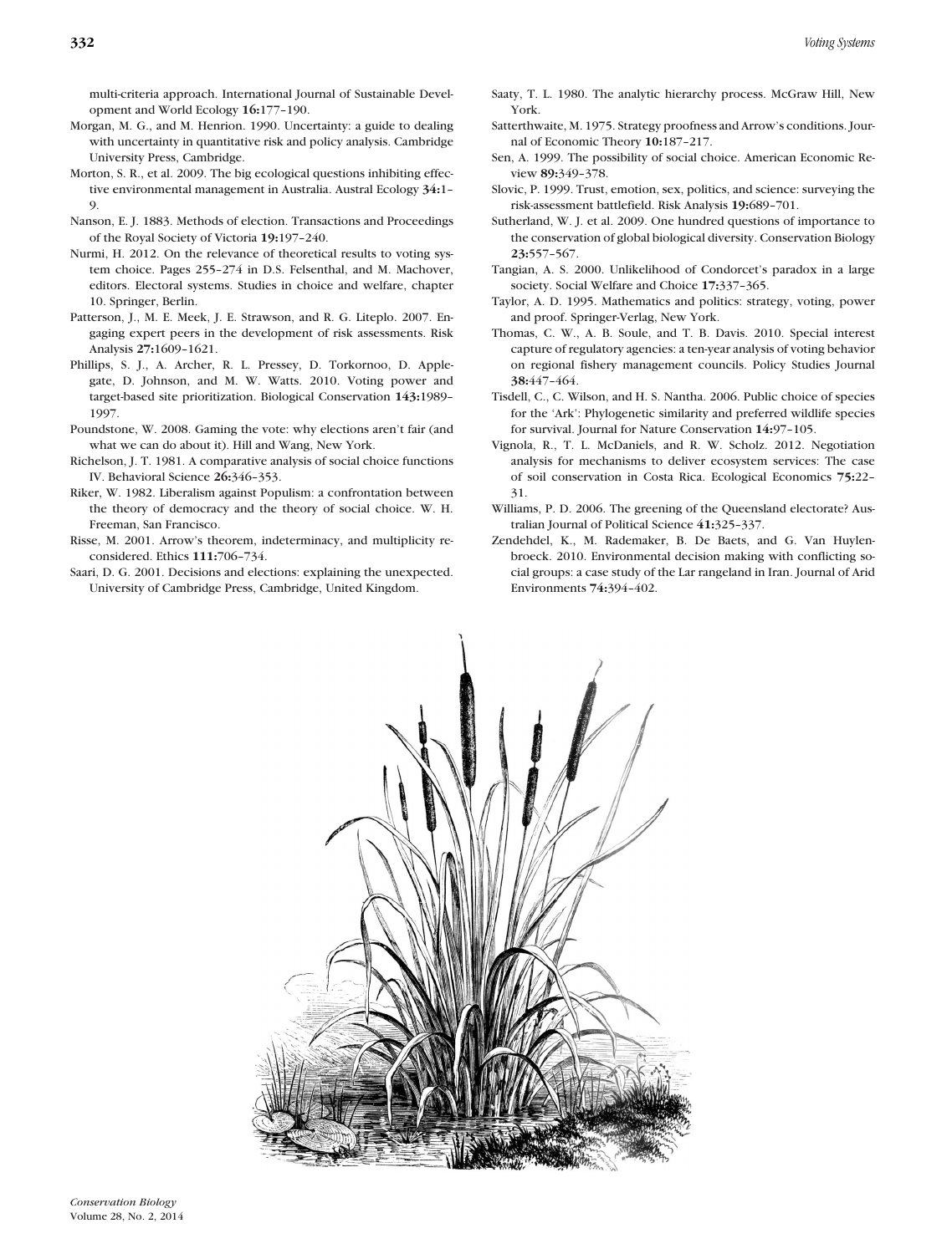multi-criteria approach. International Journal of Sustainable Development and World Ecology **16:**177–190.

Morgan, M. G., and M. Henrion. 1990. Uncertainty: a guide to dealing with uncertainty in quantitative risk and policy analysis. Cambridge University Press, Cambridge.

Morton, S. R., et al. 2009. The big ecological questions inhibiting effective environmental management in Australia. Austral Ecology **34:**1–9.

Nanson, E. J. 1883. Methods of election. Transactions and Proceedings of the Royal Society of Victoria **19:**197–240.

Nurmi, H. 2012. On the relevance of theoretical results to voting system choice. Pages 255–274 in D.S. Felsenthal, and M. Machover, editors. Electoral systems. Studies in choice and welfare, chapter 10. Springer, Berlin.

Patterson, J., M. E. Meek, J. E. Strawson, and R. G. Liteplo. 2007. Engaging expert peers in the development of risk assessments. Risk Analysis **27:**1609–1621.

Phillips, S. J., A. Archer, R. L. Pressey, D. Torkornoo, D. Applegate, D. Johnson, and M. W. Watts. 2010. Voting power and target-based site prioritization. Biological Conservation **143:**1989–1997.

Poundstone, W. 2008. Gaming the vote: why elections aren't fair (and what we can do about it). Hill and Wang, New York.

Richelson, J. T. 1981. A comparative analysis of social choice functions IV. Behavioral Science **26:**346–353.

Riker, W. 1982. Liberalism against Populism: a confrontation between the theory of democracy and the theory of social choice. W. H. Freeman, San Francisco.

Risse, M. 2001. Arrow's theorem, indeterminacy, and multiplicity reconsidered. Ethics **111:**706–734.

Saari, D. G. 2001. Decisions and elections: explaining the unexpected. University of Cambridge Press, Cambridge, United Kingdom.

Saaty, T. L. 1980. The analytic hierarchy process. McGraw Hill, New York.

Satterthwaite, M. 1975. Strategy proofness and Arrow's conditions. Journal of Economic Theory **10:**187–217.

Sen, A. 1999. The possibility of social choice. American Economic Review **89:**349–378.

Slovic, P. 1999. Trust, emotion, sex, politics, and science: surveying the risk-assessment battlefield. Risk Analysis **19:**689–701.

Sutherland, W. J. et al. 2009. One hundred questions of importance to the conservation of global biological diversity. Conservation Biology **23:**557–567.

Tangian, A. S. 2000. Unlikelihood of Condorcet's paradox in a large society. Social Welfare and Choice **17:**337–365.

Taylor, A. D. 1995. Mathematics and politics: strategy, voting, power and proof. Springer-Verlag, New York.

Thomas, C. W., A. B. Soule, and T. B. Davis. 2010. Special interest capture of regulatory agencies: a ten-year analysis of voting behavior on regional fishery management councils. Policy Studies Journal **38:**447–464.

Tisdell, C., C. Wilson, and H. S. Nantha. 2006. Public choice of species for the 'Ark': Phylogenetic similarity and preferred wildlife species for survival. Journal for Nature Conservation **14:**97–105.

Vignola, R., T. L. McDaniels, and R. W. Scholz. 2012. Negotiation analysis for mechanisms to deliver ecosystem services: The case of soil conservation in Costa Rica. Ecological Economics **75:**22–31.

Williams, P. D. 2006. The greening of the Queensland electorate? Australian Journal of Political Science **41:**325–337.

Zendehdel, K., M. Rademaker, B. De Baets, and G. Van Huylenbroeck. 2010. Environmental decision making with conflicting social groups: a case study of the Lar rangeland in Iran. Journal of Arid Environments **74:**394–402.